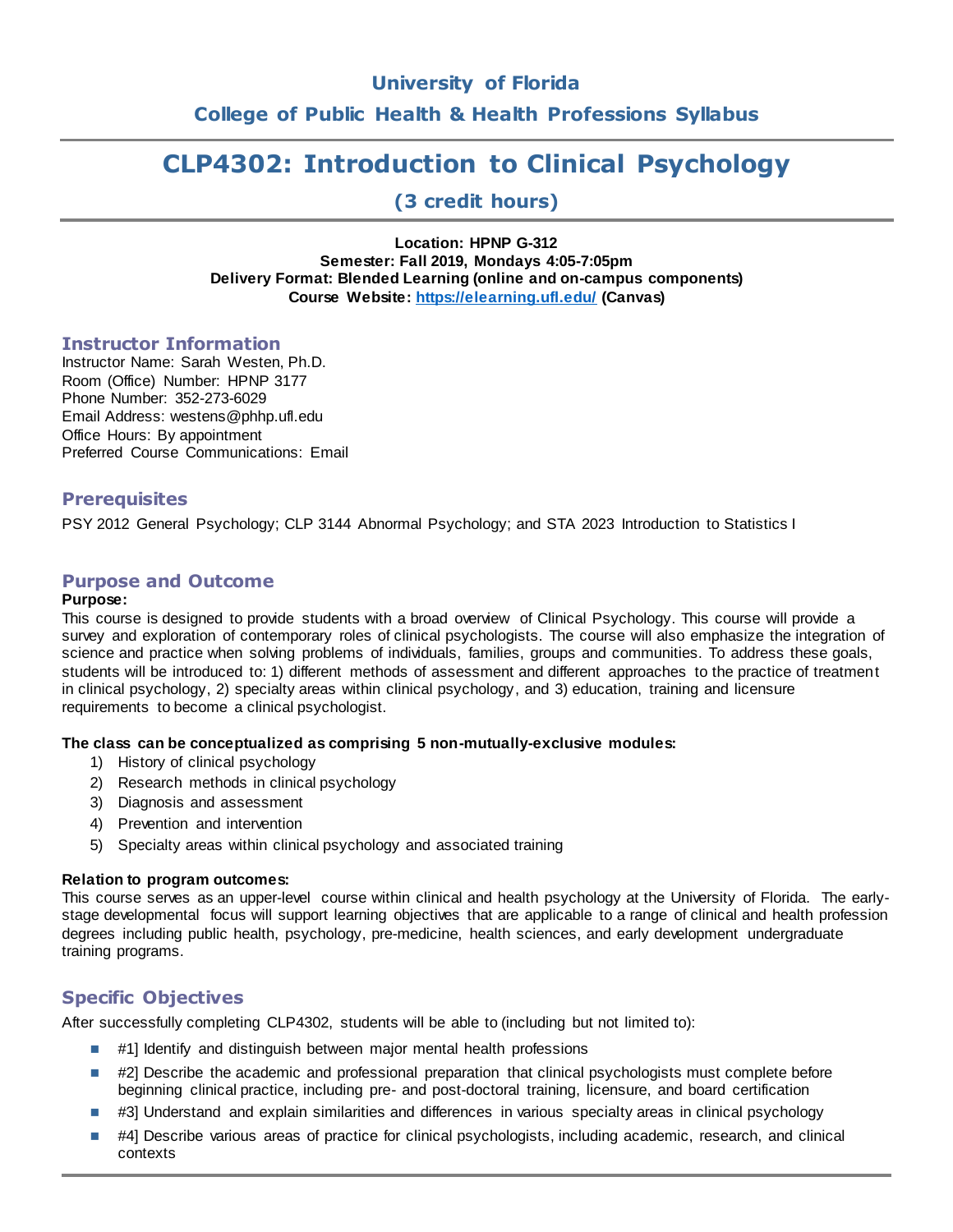## University of Florida

## College of Public Health & Health Professions Syllabus

# CLP4302: Introduction to Clinical Psychology

### (3 credit hours)

**Location: HPNP G-312**
**Semester: Fall 2019, Mondays 4:05-7:05pm**
**Delivery Format: Blended Learning (online and on-campus components)**
**Course Website: https://elearning.ufl.edu/ (Canvas)**

## Instructor Information

Instructor Name: Sarah Westen, Ph.D.
Room (Office) Number: HPNP 3177
Phone Number: 352-273-6029
Email Address: westens@phhp.ufl.edu
Office Hours: By appointment
Preferred Course Communications: Email

## Prerequisites

PSY 2012 General Psychology; CLP 3144 Abnormal Psychology; and STA 2023 Introduction to Statistics I

## Purpose and Outcome

**Purpose:**

This course is designed to provide students with a broad overview of Clinical Psychology. This course will provide a survey and exploration of contemporary roles of clinical psychologists. The course will also emphasize the integration of science and practice when solving problems of individuals, families, groups and communities. To address these goals, students will be introduced to: 1) different methods of assessment and different approaches to the practice of treatment in clinical psychology, 2) specialty areas within clinical psychology, and 3) education, training and licensure requirements to become a clinical psychologist.

**The class can be conceptualized as comprising 5 non-mutually-exclusive modules:**

1) History of clinical psychology
2) Research methods in clinical psychology
3) Diagnosis and assessment
4) Prevention and intervention
5) Specialty areas within clinical psychology and associated training

**Relation to program outcomes:**

This course serves as an upper-level course within clinical and health psychology at the University of Florida. The early-stage developmental focus will support learning objectives that are applicable to a range of clinical and health profession degrees including public health, psychology, pre-medicine, health sciences, and early development undergraduate training programs.

## Specific Objectives

After successfully completing CLP4302, students will be able to (including but not limited to):

- #1] Identify and distinguish between major mental health professions
- #2] Describe the academic and professional preparation that clinical psychologists must complete before beginning clinical practice, including pre- and post-doctoral training, licensure, and board certification
- #3] Understand and explain similarities and differences in various specialty areas in clinical psychology
- #4] Describe various areas of practice for clinical psychologists, including academic, research, and clinical contexts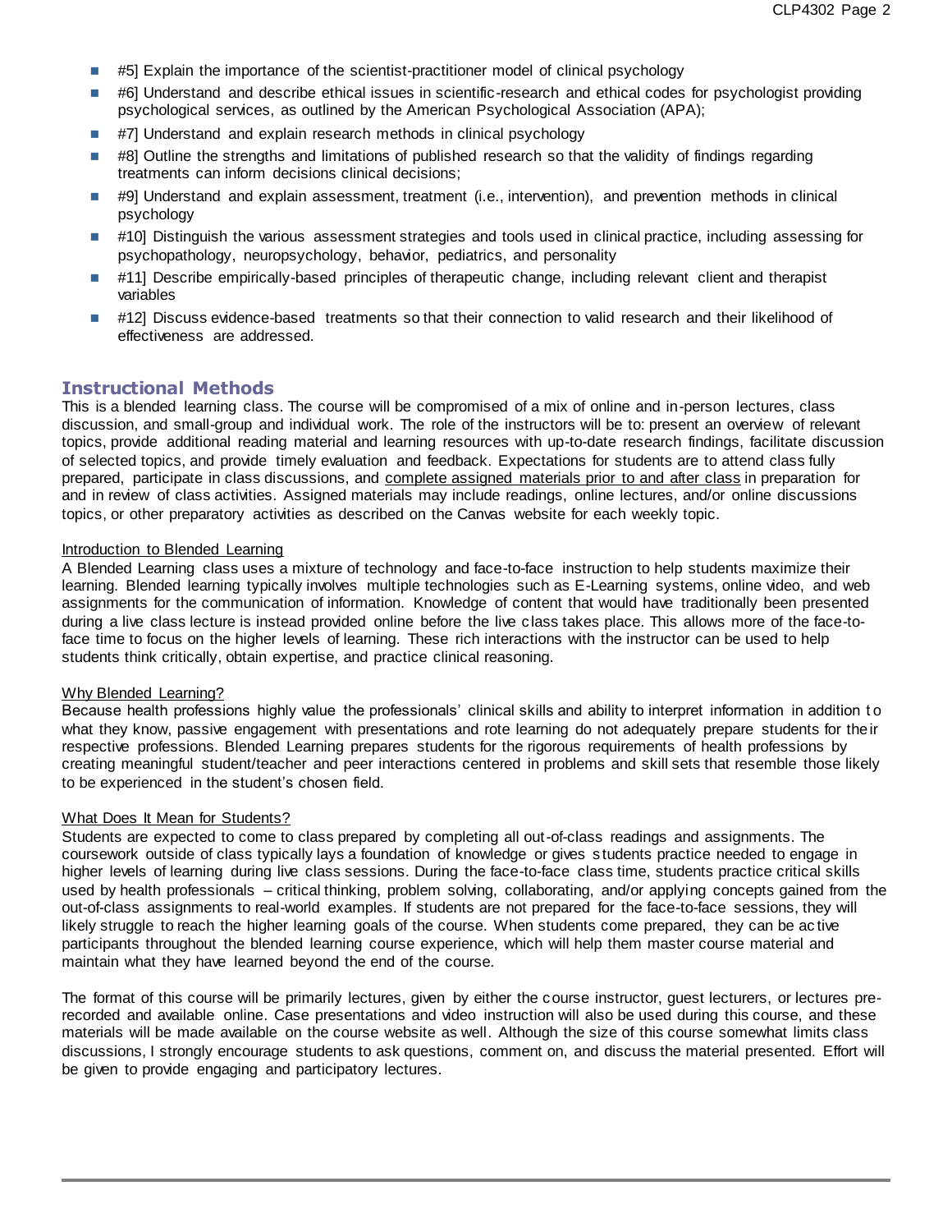- #5] Explain the importance of the scientist-practitioner model of clinical psychology
- #6] Understand and describe ethical issues in scientific-research and ethical codes for psychologist providing psychological services, as outlined by the American Psychological Association (APA);
- #7] Understand and explain research methods in clinical psychology
- #8] Outline the strengths and limitations of published research so that the validity of findings regarding treatments can inform decisions clinical decisions;
- #9] Understand and explain assessment, treatment (i.e., intervention), and prevention methods in clinical psychology
- #10] Distinguish the various assessment strategies and tools used in clinical practice, including assessing for psychopathology, neuropsychology, behavior, pediatrics, and personality
- #11] Describe empirically-based principles of therapeutic change, including relevant client and therapist variables
- #12] Discuss evidence-based treatments so that their connection to valid research and their likelihood of effectiveness are addressed.

## Instructional Methods

This is a blended learning class. The course will be compromised of a mix of online and in-person lectures, class discussion, and small-group and individual work. The role of the instructors will be to: present an overview of relevant topics, provide additional reading material and learning resources with up-to-date research findings, facilitate discussion of selected topics, and provide timely evaluation and feedback. Expectations for students are to attend class fully prepared, participate in class discussions, and complete assigned materials prior to and after class in preparation for and in review of class activities. Assigned materials may include readings, online lectures, and/or online discussions topics, or other preparatory activities as described on the Canvas website for each weekly topic.

### Introduction to Blended Learning

A Blended Learning class uses a mixture of technology and face-to-face instruction to help students maximize their learning. Blended learning typically involves multiple technologies such as E-Learning systems, online video, and web assignments for the communication of information. Knowledge of content that would have traditionally been presented during a live class lecture is instead provided online before the live class takes place. This allows more of the face-to-face time to focus on the higher levels of learning. These rich interactions with the instructor can be used to help students think critically, obtain expertise, and practice clinical reasoning.

### Why Blended Learning?

Because health professions highly value the professionals' clinical skills and ability to interpret information in addition to what they know, passive engagement with presentations and rote learning do not adequately prepare students for their respective professions. Blended Learning prepares students for the rigorous requirements of health professions by creating meaningful student/teacher and peer interactions centered in problems and skill sets that resemble those likely to be experienced in the student's chosen field.

### What Does It Mean for Students?

Students are expected to come to class prepared by completing all out-of-class readings and assignments. The coursework outside of class typically lays a foundation of knowledge or gives students practice needed to engage in higher levels of learning during live class sessions. During the face-to-face class time, students practice critical skills used by health professionals – critical thinking, problem solving, collaborating, and/or applying concepts gained from the out-of-class assignments to real-world examples. If students are not prepared for the face-to-face sessions, they will likely struggle to reach the higher learning goals of the course. When students come prepared, they can be active participants throughout the blended learning course experience, which will help them master course material and maintain what they have learned beyond the end of the course.

The format of this course will be primarily lectures, given by either the course instructor, guest lecturers, or lectures pre-recorded and available online. Case presentations and video instruction will also be used during this course, and these materials will be made available on the course website as well. Although the size of this course somewhat limits class discussions, I strongly encourage students to ask questions, comment on, and discuss the material presented. Effort will be given to provide engaging and participatory lectures.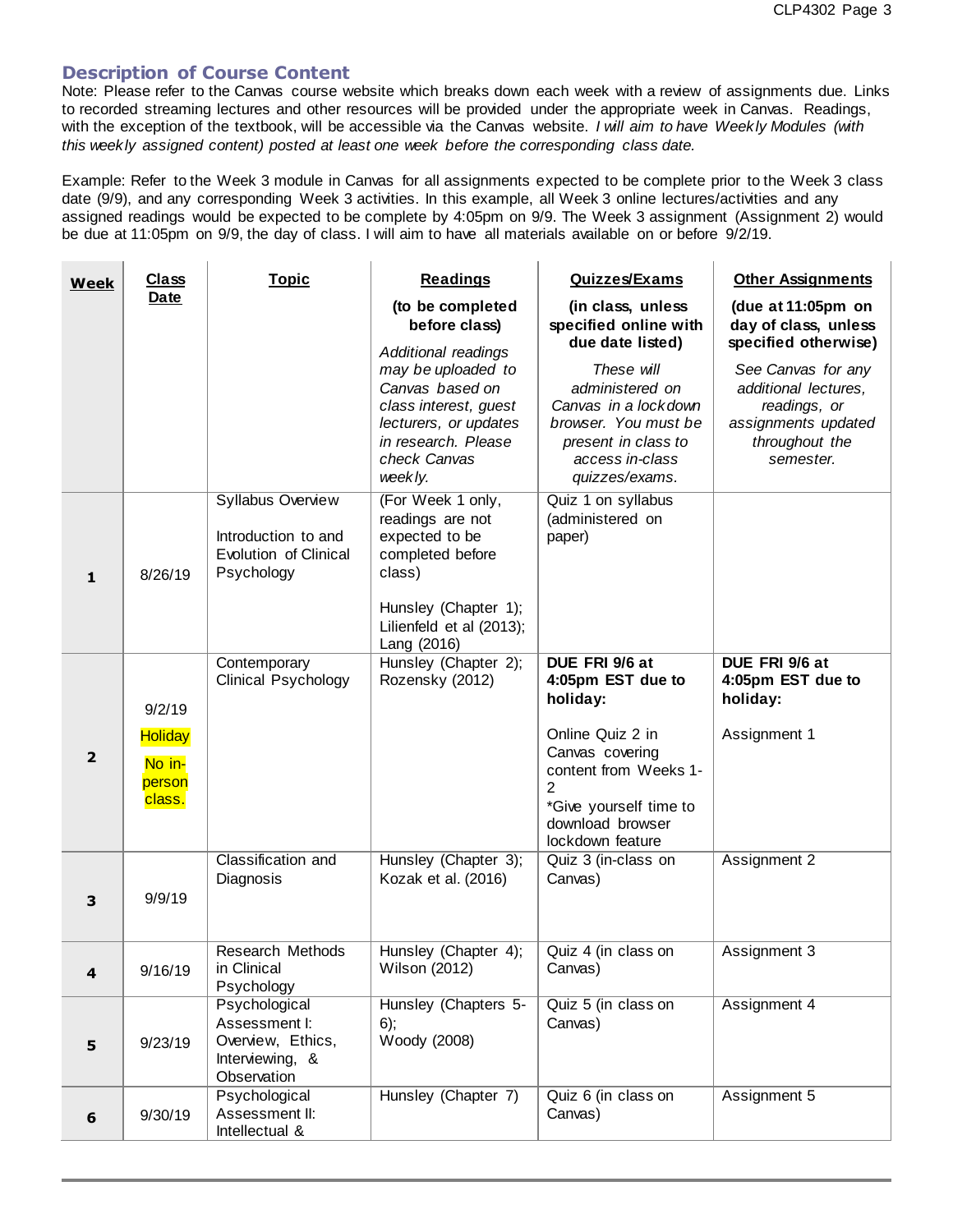## Description of Course Content

Note: Please refer to the Canvas course website which breaks down each week with a review of assignments due. Links to recorded streaming lectures and other resources will be provided under the appropriate week in Canvas. Readings, with the exception of the textbook, will be accessible via the Canvas website. *I will aim to have Weekly Modules (with this weekly assigned content) posted at least one week before the corresponding class date.*

Example: Refer to the Week 3 module in Canvas for all assignments expected to be complete prior to the Week 3 class date (9/9), and any corresponding Week 3 activities. In this example, all Week 3 online lectures/activities and any assigned readings would be expected to be complete by 4:05pm on 9/9. The Week 3 assignment (Assignment 2) would be due at 11:05pm on 9/9, the day of class. I will aim to have all materials available on or before 9/2/19.

| Week | Class Date | Topic | Readings | Quizzes/Exams | Other Assignments |
|---|---|---|---|---|---|
| | | | **(to be completed before class)** *Additional readings may be uploaded to Canvas based on class interest, guest lecturers, or updates in research. Please check Canvas weekly.* | **(in class, unless specified online with due date listed)** *These will administered on Canvas in a lockdown browser. You must be present in class to access in-class quizzes/exams.* | **(due at 11:05pm on day of class, unless specified otherwise)** *See Canvas for any additional lectures, readings, or assignments updated throughout the semester.* |
| **1** | 8/26/19 | Syllabus Overview<br><br>Introduction to and Evolution of Clinical Psychology | (For Week 1 only, readings are not expected to be completed before class)<br><br>Hunsley (Chapter 1); Lilienfeld et al (2013); Lang (2016) | Quiz 1 on syllabus (administered on paper) | |
| **2** | 9/2/19<br><br>Holiday<br><br>No in-person class. | Contemporary Clinical Psychology | Hunsley (Chapter 2); Rozensky (2012) | **DUE FRI 9/6 at 4:05pm EST due to holiday:**<br><br>Online Quiz 2 in Canvas covering content from Weeks 1-2<br>*Give yourself time to download browser lockdown feature | **DUE FRI 9/6 at 4:05pm EST due to holiday:**<br><br>Assignment 1 |
| **3** | 9/9/19 | Classification and Diagnosis | Hunsley (Chapter 3); Kozak et al. (2016) | Quiz 3 (in-class on Canvas) | Assignment 2 |
| **4** | 9/16/19 | Research Methods in Clinical Psychology | Hunsley (Chapter 4); Wilson (2012) | Quiz 4 (in class on Canvas) | Assignment 3 |
| **5** | 9/23/19 | Psychological Assessment I: Overview, Ethics, Interviewing, & Observation | Hunsley (Chapters 5-6);<br>Woody (2008) | Quiz 5 (in class on Canvas) | Assignment 4 |
| **6** | 9/30/19 | Psychological Assessment II: Intellectual & | Hunsley (Chapter 7) | Quiz 6 (in class on Canvas) | Assignment 5 |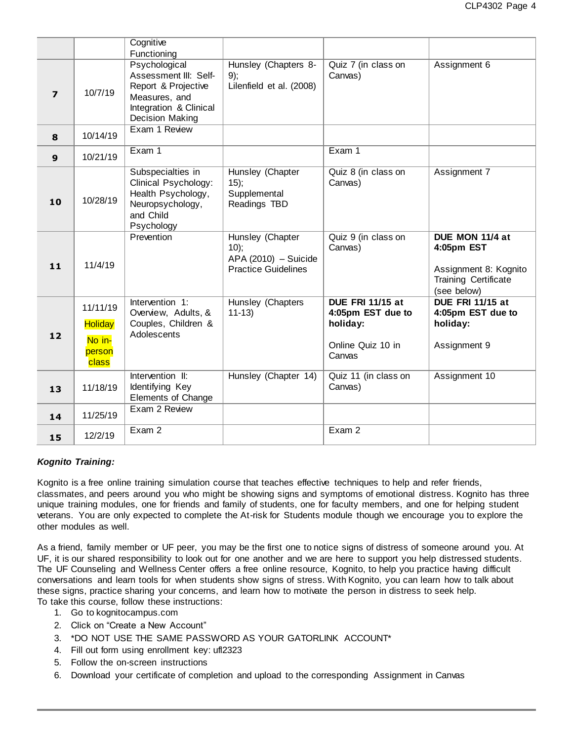| | | | | | |
|---|---|---|---|---|---|
| | | Cognitive Functioning | | | |
| **7** | 10/7/19 | Psychological Assessment III: Self-Report & Projective Measures, and Integration & Clinical Decision Making | Hunsley (Chapters 8-9); Lilenfield et al. (2008) | Quiz 7 (in class on Canvas) | Assignment 6 |
| **8** | 10/14/19 | Exam 1 Review | | | |
| **9** | 10/21/19 | Exam 1 | | Exam 1 | |
| **10** | 10/28/19 | Subspecialties in Clinical Psychology: Health Psychology, Neuropsychology, and Child Psychology | Hunsley (Chapter 15); Supplemental Readings TBD | Quiz 8 (in class on Canvas) | Assignment 7 |
| **11** | 11/4/19 | Prevention | Hunsley (Chapter 10); APA (2010) – Suicide Practice Guidelines | Quiz 9 (in class on Canvas) | **DUE MON 11/4 at 4:05pm EST** Assignment 8: Kognito Training Certificate (see below) |
| **12** | 11/11/19 Holiday No in-person class | Intervention 1: Overview, Adults, & Couples, Children & Adolescents | Hunsley (Chapters 11-13) | **DUE FRI 11/15 at 4:05pm EST due to holiday:** Online Quiz 10 in Canvas | **DUE FRI 11/15 at 4:05pm EST due to holiday:** Assignment 9 |
| **13** | 11/18/19 | Intervention II: Identifying Key Elements of Change | Hunsley (Chapter 14) | Quiz 11 (in class on Canvas) | Assignment 10 |
| **14** | 11/25/19 | Exam 2 Review | | | |
| **15** | 12/2/19 | Exam 2 | | Exam 2 | |

***Kognito Training:***

Kognito is a free online training simulation course that teaches effective techniques to help and refer friends, classmates, and peers around you who might be showing signs and symptoms of emotional distress. Kognito has three unique training modules, one for friends and family of students, one for faculty members, and one for helping student veterans. You are only expected to complete the At-risk for Students module though we encourage you to explore the other modules as well.

As a friend, family member or UF peer, you may be the first one to notice signs of distress of someone around you. At UF, it is our shared responsibility to look out for one another and we are here to support you help distressed students. The UF Counseling and Wellness Center offers a free online resource, Kognito, to help you practice having difficult conversations and learn tools for when students show signs of stress. With Kognito, you can learn how to talk about these signs, practice sharing your concerns, and learn how to motivate the person in distress to seek help.
To take this course, follow these instructions:

1. Go to kognitocampus.com
2. Click on "Create a New Account"
3. *DO NOT USE THE SAME PASSWORD AS YOUR GATORLINK ACCOUNT*
4. Fill out form using enrollment key: ufl2323
5. Follow the on-screen instructions
6. Download your certificate of completion and upload to the corresponding Assignment in Canvas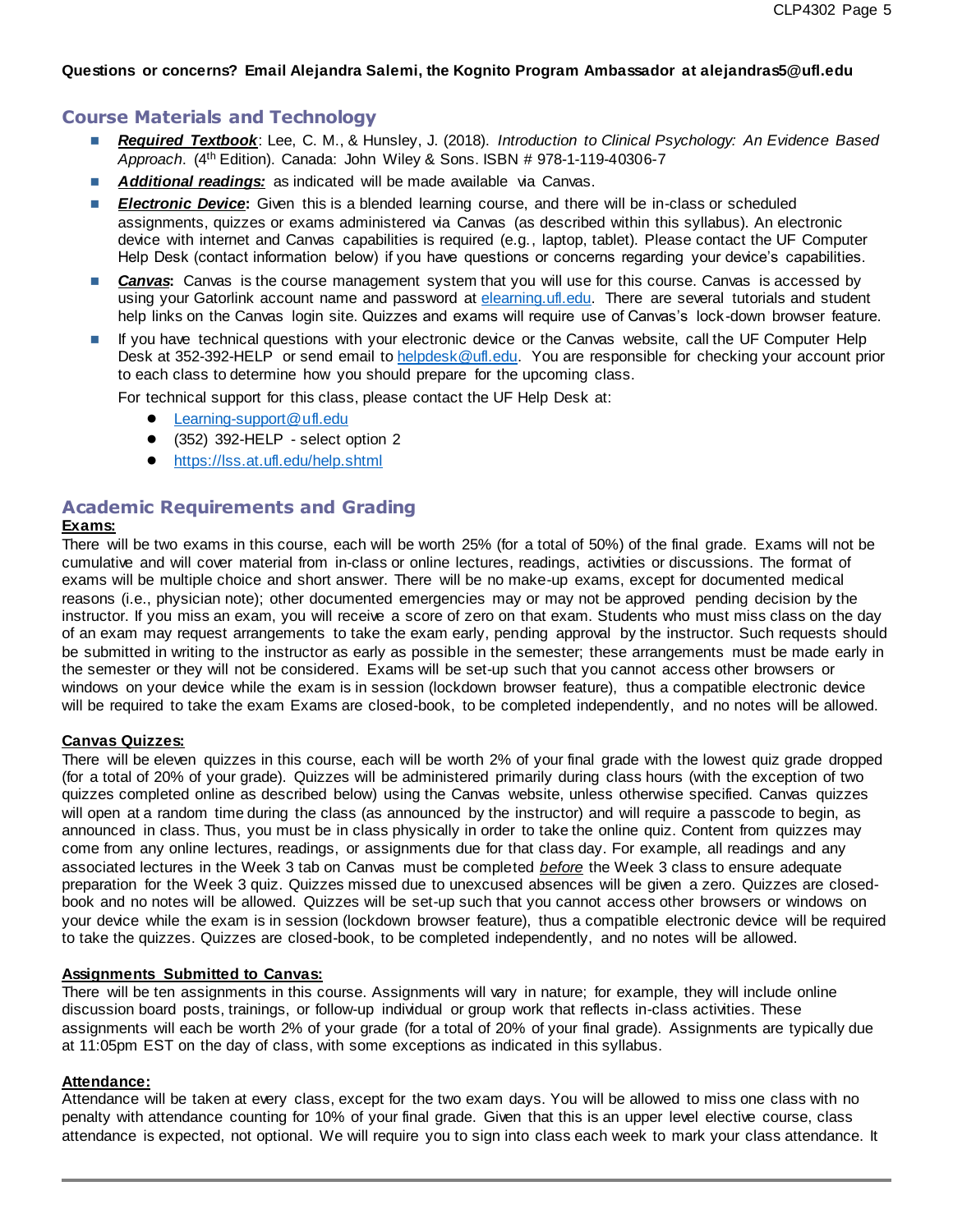**Questions or concerns? Email Alejandra Salemi, the Kognito Program Ambassador at alejandras5@ufl.edu**

## Course Materials and Technology

- ***Required Textbook***: Lee, C. M., & Hunsley, J. (2018). *Introduction to Clinical Psychology: An Evidence Based Approach.* (4th Edition). Canada: John Wiley & Sons. ISBN # 978-1-119-40306-7
- ***Additional readings:*** as indicated will be made available via Canvas.
- ***Electronic Device*:** Given this is a blended learning course, and there will be in-class or scheduled assignments, quizzes or exams administered via Canvas (as described within this syllabus). An electronic device with internet and Canvas capabilities is required (e.g., laptop, tablet). Please contact the UF Computer Help Desk (contact information below) if you have questions or concerns regarding your device's capabilities.
- ***Canvas*:** Canvas is the course management system that you will use for this course. Canvas is accessed by using your Gatorlink account name and password at elearning.ufl.edu. There are several tutorials and student help links on the Canvas login site. Quizzes and exams will require use of Canvas's lock-down browser feature.
- If you have technical questions with your electronic device or the Canvas website, call the UF Computer Help Desk at 352-392-HELP or send email to helpdesk@ufl.edu. You are responsible for checking your account prior to each class to determine how you should prepare for the upcoming class.

  For technical support for this class, please contact the UF Help Desk at:

  - Learning-support@ufl.edu
  - (352) 392-HELP - select option 2
  - https://lss.at.ufl.edu/help.shtml

## Academic Requirements and Grading

**Exams:**

There will be two exams in this course, each will be worth 25% (for a total of 50%) of the final grade. Exams will not be cumulative and will cover material from in-class or online lectures, readings, activities or discussions. The format of exams will be multiple choice and short answer. There will be no make-up exams, except for documented medical reasons (i.e., physician note); other documented emergencies may or may not be approved pending decision by the instructor. If you miss an exam, you will receive a score of zero on that exam. Students who must miss class on the day of an exam may request arrangements to take the exam early, pending approval by the instructor. Such requests should be submitted in writing to the instructor as early as possible in the semester; these arrangements must be made early in the semester or they will not be considered. Exams will be set-up such that you cannot access other browsers or windows on your device while the exam is in session (lockdown browser feature), thus a compatible electronic device will be required to take the exam Exams are closed-book, to be completed independently, and no notes will be allowed.

**Canvas Quizzes:**

There will be eleven quizzes in this course, each will be worth 2% of your final grade with the lowest quiz grade dropped (for a total of 20% of your grade). Quizzes will be administered primarily during class hours (with the exception of two quizzes completed online as described below) using the Canvas website, unless otherwise specified. Canvas quizzes will open at a random time during the class (as announced by the instructor) and will require a passcode to begin, as announced in class. Thus, you must be in class physically in order to take the online quiz. Content from quizzes may come from any online lectures, readings, or assignments due for that class day. For example, all readings and any associated lectures in the Week 3 tab on Canvas must be completed *before* the Week 3 class to ensure adequate preparation for the Week 3 quiz. Quizzes missed due to unexcused absences will be given a zero. Quizzes are closed-book and no notes will be allowed. Quizzes will be set-up such that you cannot access other browsers or windows on your device while the exam is in session (lockdown browser feature), thus a compatible electronic device will be required to take the quizzes. Quizzes are closed-book, to be completed independently, and no notes will be allowed.

**Assignments Submitted to Canvas:**

There will be ten assignments in this course. Assignments will vary in nature; for example, they will include online discussion board posts, trainings, or follow-up individual or group work that reflects in-class activities. These assignments will each be worth 2% of your grade (for a total of 20% of your final grade). Assignments are typically due at 11:05pm EST on the day of class, with some exceptions as indicated in this syllabus.

**Attendance:**

Attendance will be taken at every class, except for the two exam days. You will be allowed to miss one class with no penalty with attendance counting for 10% of your final grade. Given that this is an upper level elective course, class attendance is expected, not optional. We will require you to sign into class each week to mark your class attendance. It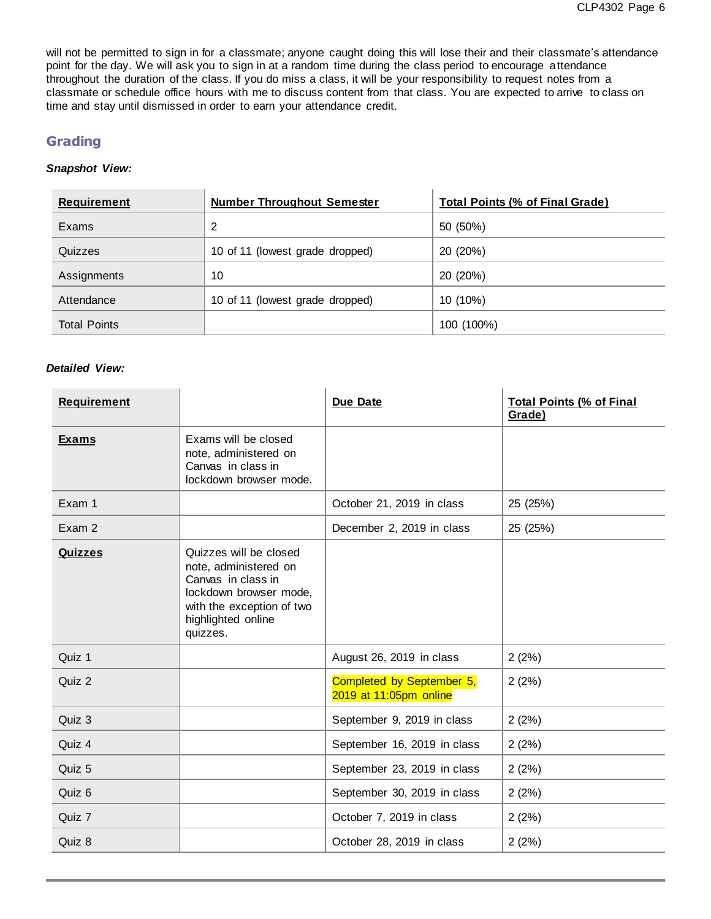will not be permitted to sign in for a classmate; anyone caught doing this will lose their and their classmate's attendance point for the day. We will ask you to sign in at a random time during the class period to encourage attendance throughout the duration of the class. If you do miss a class, it will be your responsibility to request notes from a classmate or schedule office hours with me to discuss content from that class. You are expected to arrive to class on time and stay until dismissed in order to earn your attendance credit.

## Grading

***Snapshot View:***

| Requirement | Number Throughout Semester | Total Points (% of Final Grade) |
|---|---|---|
| Exams | 2 | 50 (50%) |
| Quizzes | 10 of 11 (lowest grade dropped) | 20 (20%) |
| Assignments | 10 | 20 (20%) |
| Attendance | 10 of 11 (lowest grade dropped) | 10 (10%) |
| Total Points | | 100 (100%) |

***Detailed View:***

| Requirement | | Due Date | Total Points (% of Final Grade) |
|---|---|---|---|
| **Exams** | Exams will be closed note, administered on Canvas in class in lockdown browser mode. | | |
| Exam 1 | | October 21, 2019 in class | 25 (25%) |
| Exam 2 | | December 2, 2019 in class | 25 (25%) |
| **Quizzes** | Quizzes will be closed note, administered on Canvas in class in lockdown browser mode, with the exception of two highlighted online quizzes. | | |
| Quiz 1 | | August 26, 2019 in class | 2 (2%) |
| Quiz 2 | | Completed by September 5, 2019 at 11:05pm online | 2 (2%) |
| Quiz 3 | | September 9, 2019 in class | 2 (2%) |
| Quiz 4 | | September 16, 2019 in class | 2 (2%) |
| Quiz 5 | | September 23, 2019 in class | 2 (2%) |
| Quiz 6 | | September 30, 2019 in class | 2 (2%) |
| Quiz 7 | | October 7, 2019 in class | 2 (2%) |
| Quiz 8 | | October 28, 2019 in class | 2 (2%) |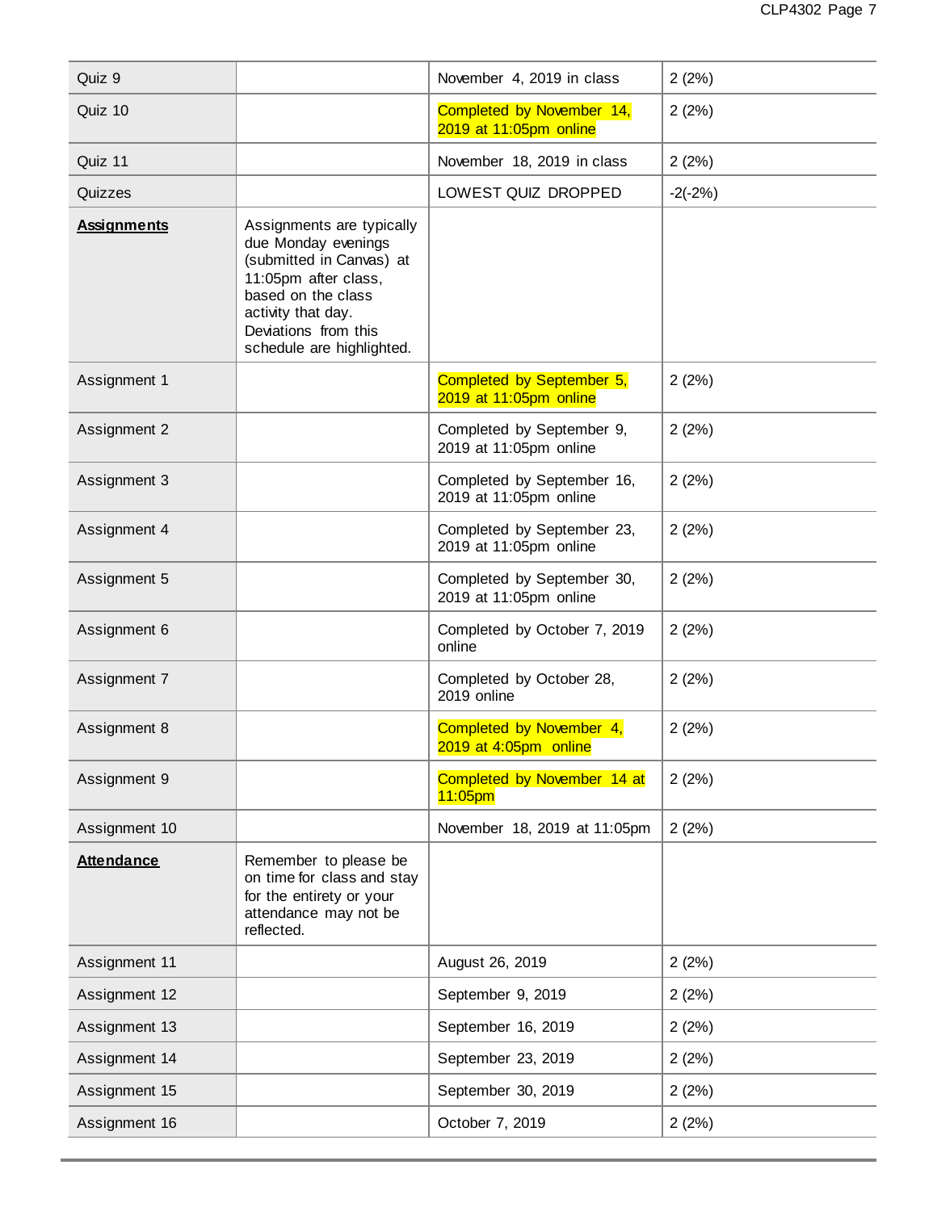| | | | |
|---|---|---|---|
| Quiz 9 | | November 4, 2019 in class | 2 (2%) |
| Quiz 10 | | Completed by November 14, 2019 at 11:05pm online | 2 (2%) |
| Quiz 11 | | November 18, 2019 in class | 2 (2%) |
| Quizzes | | LOWEST QUIZ DROPPED | -2(-2%) |
| **Assignments** | Assignments are typically due Monday evenings (submitted in Canvas) at 11:05pm after class, based on the class activity that day. Deviations from this schedule are highlighted. | | |
| Assignment 1 | | Completed by September 5, 2019 at 11:05pm online | 2 (2%) |
| Assignment 2 | | Completed by September 9, 2019 at 11:05pm online | 2 (2%) |
| Assignment 3 | | Completed by September 16, 2019 at 11:05pm online | 2 (2%) |
| Assignment 4 | | Completed by September 23, 2019 at 11:05pm online | 2 (2%) |
| Assignment 5 | | Completed by September 30, 2019 at 11:05pm online | 2 (2%) |
| Assignment 6 | | Completed by October 7, 2019 online | 2 (2%) |
| Assignment 7 | | Completed by October 28, 2019 online | 2 (2%) |
| Assignment 8 | | Completed by November 4, 2019 at 4:05pm online | 2 (2%) |
| Assignment 9 | | Completed by November 14 at 11:05pm | 2 (2%) |
| Assignment 10 | | November 18, 2019 at 11:05pm | 2 (2%) |
| **Attendance** | Remember to please be on time for class and stay for the entirety or your attendance may not be reflected. | | |
| Assignment 11 | | August 26, 2019 | 2 (2%) |
| Assignment 12 | | September 9, 2019 | 2 (2%) |
| Assignment 13 | | September 16, 2019 | 2 (2%) |
| Assignment 14 | | September 23, 2019 | 2 (2%) |
| Assignment 15 | | September 30, 2019 | 2 (2%) |
| Assignment 16 | | October 7, 2019 | 2 (2%) |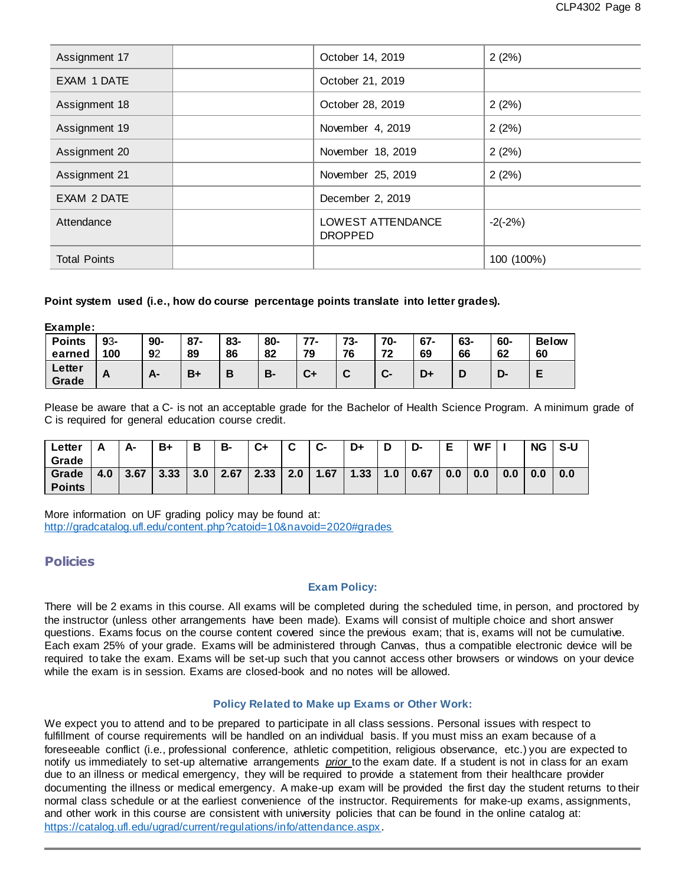| Assignment 17 | | October 14, 2019 | 2 (2%) |
|---|---|---|---|
| EXAM 1 DATE | | October 21, 2019 | |
| Assignment 18 | | October 28, 2019 | 2 (2%) |
| Assignment 19 | | November 4, 2019 | 2 (2%) |
| Assignment 20 | | November 18, 2019 | 2 (2%) |
| Assignment 21 | | November 25, 2019 | 2 (2%) |
| EXAM 2 DATE | | December 2, 2019 | |
| Attendance | | LOWEST ATTENDANCE DROPPED | -2(-2%) |
| Total Points | | | 100 (100%) |

**Point system used (i.e., how do course percentage points translate into letter grades).**

**Example:**

| Points earned | 93-100 | 90-92 | 87-89 | 83-86 | 80-82 | 77-79 | 73-76 | 70-72 | 67-69 | 63-66 | 60-62 | Below 60 |
|---|---|---|---|---|---|---|---|---|---|---|---|---|
| Letter Grade | A | A- | B+ | B | B- | C+ | C | C- | D+ | D | D- | E |

Please be aware that a C- is not an acceptable grade for the Bachelor of Health Science Program. A minimum grade of C is required for general education course credit.

| Letter Grade | A | A- | B+ | B | B- | C+ | C | C- | D+ | D | D- | E | WF | I | NG | S-U |
|---|---|---|---|---|---|---|---|---|---|---|---|---|---|---|---|---|
| Grade Points | 4.0 | 3.67 | 3.33 | 3.0 | 2.67 | 2.33 | 2.0 | 1.67 | 1.33 | 1.0 | 0.67 | 0.0 | 0.0 | 0.0 | 0.0 | 0.0 |

More information on UF grading policy may be found at:
http://gradcatalog.ufl.edu/content.php?catoid=10&navoid=2020#grades

## Policies

### Exam Policy:

There will be 2 exams in this course. All exams will be completed during the scheduled time, in person, and proctored by the instructor (unless other arrangements have been made). Exams will consist of multiple choice and short answer questions. Exams focus on the course content covered since the previous exam; that is, exams will not be cumulative. Each exam 25% of your grade. Exams will be administered through Canvas, thus a compatible electronic device will be required to take the exam. Exams will be set-up such that you cannot access other browsers or windows on your device while the exam is in session. Exams are closed-book and no notes will be allowed.

### Policy Related to Make up Exams or Other Work:

We expect you to attend and to be prepared to participate in all class sessions. Personal issues with respect to fulfillment of course requirements will be handled on an individual basis. If you must miss an exam because of a foreseeable conflict (i.e., professional conference, athletic competition, religious observance, etc.) you are expected to notify us immediately to set-up alternative arrangements *prior* to the exam date. If a student is not in class for an exam due to an illness or medical emergency, they will be required to provide a statement from their healthcare provider documenting the illness or medical emergency. A make-up exam will be provided the first day the student returns to their normal class schedule or at the earliest convenience of the instructor. Requirements for make-up exams, assignments, and other work in this course are consistent with university policies that can be found in the online catalog at: https://catalog.ufl.edu/ugrad/current/regulations/info/attendance.aspx.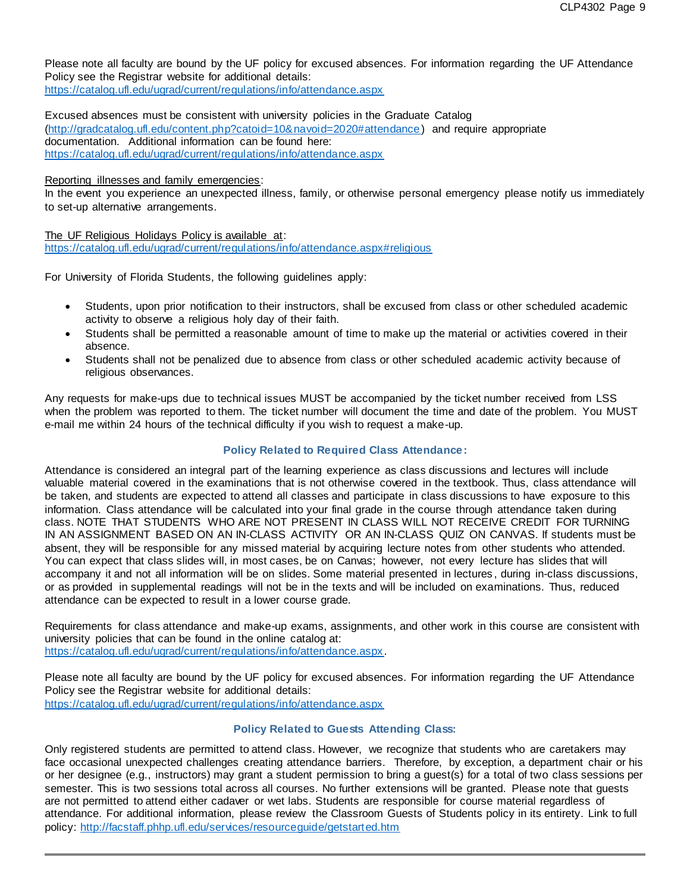Please note all faculty are bound by the UF policy for excused absences. For information regarding the UF Attendance Policy see the Registrar website for additional details:
https://catalog.ufl.edu/ugrad/current/regulations/info/attendance.aspx

Excused absences must be consistent with university policies in the Graduate Catalog (http://gradcatalog.ufl.edu/content.php?catoid=10&navoid=2020#attendance) and require appropriate documentation. Additional information can be found here:
https://catalog.ufl.edu/ugrad/current/regulations/info/attendance.aspx

Reporting illnesses and family emergencies:
In the event you experience an unexpected illness, family, or otherwise personal emergency please notify us immediately to set-up alternative arrangements.

The UF Religious Holidays Policy is available at:
https://catalog.ufl.edu/ugrad/current/regulations/info/attendance.aspx#religious

For University of Florida Students, the following guidelines apply:

- Students, upon prior notification to their instructors, shall be excused from class or other scheduled academic activity to observe a religious holy day of their faith.
- Students shall be permitted a reasonable amount of time to make up the material or activities covered in their absence.
- Students shall not be penalized due to absence from class or other scheduled academic activity because of religious observances.

Any requests for make-ups due to technical issues MUST be accompanied by the ticket number received from LSS when the problem was reported to them. The ticket number will document the time and date of the problem. You MUST e-mail me within 24 hours of the technical difficulty if you wish to request a make-up.

## Policy Related to Required Class Attendance:

Attendance is considered an integral part of the learning experience as class discussions and lectures will include valuable material covered in the examinations that is not otherwise covered in the textbook. Thus, class attendance will be taken, and students are expected to attend all classes and participate in class discussions to have exposure to this information. Class attendance will be calculated into your final grade in the course through attendance taken during class. NOTE THAT STUDENTS WHO ARE NOT PRESENT IN CLASS WILL NOT RECEIVE CREDIT FOR TURNING IN AN ASSIGNMENT BASED ON AN IN-CLASS ACTIVITY OR AN IN-CLASS QUIZ ON CANVAS. If students must be absent, they will be responsible for any missed material by acquiring lecture notes from other students who attended. You can expect that class slides will, in most cases, be on Canvas; however, not every lecture has slides that will accompany it and not all information will be on slides. Some material presented in lectures, during in-class discussions, or as provided in supplemental readings will not be in the texts and will be included on examinations. Thus, reduced attendance can be expected to result in a lower course grade.

Requirements for class attendance and make-up exams, assignments, and other work in this course are consistent with university policies that can be found in the online catalog at:
https://catalog.ufl.edu/ugrad/current/regulations/info/attendance.aspx.

Please note all faculty are bound by the UF policy for excused absences. For information regarding the UF Attendance Policy see the Registrar website for additional details:
https://catalog.ufl.edu/ugrad/current/regulations/info/attendance.aspx

## Policy Related to Guests Attending Class:

Only registered students are permitted to attend class. However, we recognize that students who are caretakers may face occasional unexpected challenges creating attendance barriers. Therefore, by exception, a department chair or his or her designee (e.g., instructors) may grant a student permission to bring a guest(s) for a total of two class sessions per semester. This is two sessions total across all courses. No further extensions will be granted. Please note that guests are not permitted to attend either cadaver or wet labs. Students are responsible for course material regardless of attendance. For additional information, please review the Classroom Guests of Students policy in its entirety. Link to full policy: http://facstaff.phhp.ufl.edu/services/resourceguide/getstarted.htm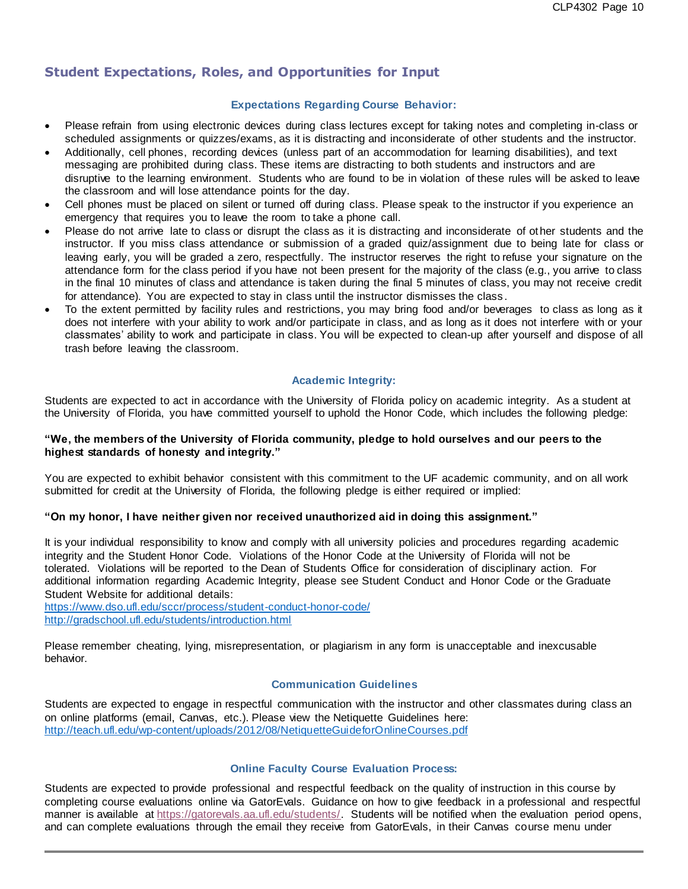## Student Expectations, Roles, and Opportunities for Input

### Expectations Regarding Course Behavior:

- Please refrain from using electronic devices during class lectures except for taking notes and completing in-class or scheduled assignments or quizzes/exams, as it is distracting and inconsiderate of other students and the instructor.
- Additionally, cell phones, recording devices (unless part of an accommodation for learning disabilities), and text messaging are prohibited during class. These items are distracting to both students and instructors and are disruptive to the learning environment. Students who are found to be in violation of these rules will be asked to leave the classroom and will lose attendance points for the day.
- Cell phones must be placed on silent or turned off during class. Please speak to the instructor if you experience an emergency that requires you to leave the room to take a phone call.
- Please do not arrive late to class or disrupt the class as it is distracting and inconsiderate of other students and the instructor. If you miss class attendance or submission of a graded quiz/assignment due to being late for class or leaving early, you will be graded a zero, respectfully. The instructor reserves the right to refuse your signature on the attendance form for the class period if you have not been present for the majority of the class (e.g., you arrive to class in the final 10 minutes of class and attendance is taken during the final 5 minutes of class, you may not receive credit for attendance). You are expected to stay in class until the instructor dismisses the class.
- To the extent permitted by facility rules and restrictions, you may bring food and/or beverages to class as long as it does not interfere with your ability to work and/or participate in class, and as long as it does not interfere with or your classmates' ability to work and participate in class. You will be expected to clean-up after yourself and dispose of all trash before leaving the classroom.

### Academic Integrity:

Students are expected to act in accordance with the University of Florida policy on academic integrity. As a student at the University of Florida, you have committed yourself to uphold the Honor Code, which includes the following pledge:

**"We, the members of the University of Florida community, pledge to hold ourselves and our peers to the highest standards of honesty and integrity."**

You are expected to exhibit behavior consistent with this commitment to the UF academic community, and on all work submitted for credit at the University of Florida, the following pledge is either required or implied:

**"On my honor, I have neither given nor received unauthorized aid in doing this assignment."**

It is your individual responsibility to know and comply with all university policies and procedures regarding academic integrity and the Student Honor Code. Violations of the Honor Code at the University of Florida will not be tolerated. Violations will be reported to the Dean of Students Office for consideration of disciplinary action. For additional information regarding Academic Integrity, please see Student Conduct and Honor Code or the Graduate Student Website for additional details:
https://www.dso.ufl.edu/sccr/process/student-conduct-honor-code/
http://gradschool.ufl.edu/students/introduction.html

Please remember cheating, lying, misrepresentation, or plagiarism in any form is unacceptable and inexcusable behavior.

### Communication Guidelines

Students are expected to engage in respectful communication with the instructor and other classmates during class an on online platforms (email, Canvas, etc.). Please view the Netiquette Guidelines here:
http://teach.ufl.edu/wp-content/uploads/2012/08/NetiquetteGuideforOnlineCourses.pdf

### Online Faculty Course Evaluation Process:

Students are expected to provide professional and respectful feedback on the quality of instruction in this course by completing course evaluations online via GatorEvals. Guidance on how to give feedback in a professional and respectful manner is available at https://gatorevals.aa.ufl.edu/students/. Students will be notified when the evaluation period opens, and can complete evaluations through the email they receive from GatorEvals, in their Canvas course menu under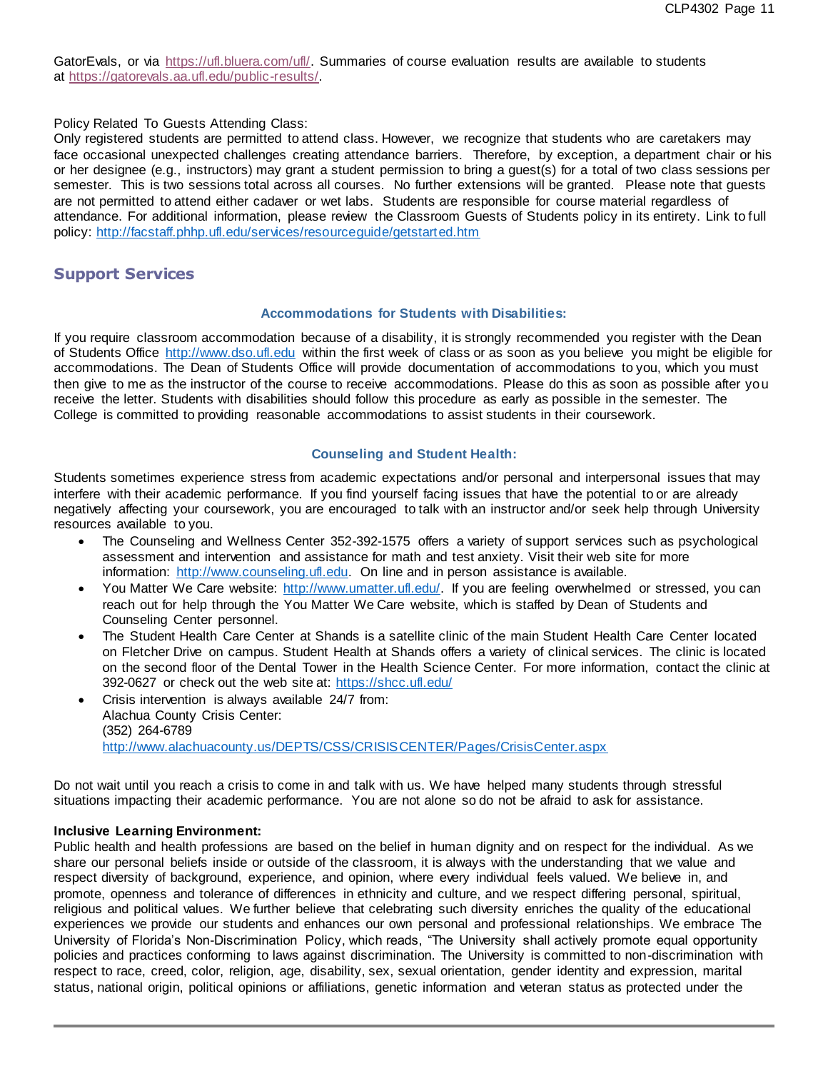GatorEvals, or via [https://ufl.bluera.com/ufl/](https://ufl.bluera.com/ufl/). Summaries of course evaluation results are available to students at [https://gatorevals.aa.ufl.edu/public-results/](https://gatorevals.aa.ufl.edu/public-results/).

Policy Related To Guests Attending Class:
Only registered students are permitted to attend class. However, we recognize that students who are caretakers may face occasional unexpected challenges creating attendance barriers. Therefore, by exception, a department chair or his or her designee (e.g., instructors) may grant a student permission to bring a guest(s) for a total of two class sessions per semester. This is two sessions total across all courses. No further extensions will be granted. Please note that guests are not permitted to attend either cadaver or wet labs. Students are responsible for course material regardless of attendance. For additional information, please review the Classroom Guests of Students policy in its entirety. Link to full policy: [http://facstaff.phhp.ufl.edu/services/resourceguide/getstarted.htm](http://facstaff.phhp.ufl.edu/services/resourceguide/getstarted.htm)

## Support Services

### Accommodations for Students with Disabilities:

If you require classroom accommodation because of a disability, it is strongly recommended you register with the Dean of Students Office [http://www.dso.ufl.edu](http://www.dso.ufl.edu) within the first week of class or as soon as you believe you might be eligible for accommodations. The Dean of Students Office will provide documentation of accommodations to you, which you must then give to me as the instructor of the course to receive accommodations. Please do this as soon as possible after you receive the letter. Students with disabilities should follow this procedure as early as possible in the semester. The College is committed to providing reasonable accommodations to assist students in their coursework.

### Counseling and Student Health:

Students sometimes experience stress from academic expectations and/or personal and interpersonal issues that may interfere with their academic performance. If you find yourself facing issues that have the potential to or are already negatively affecting your coursework, you are encouraged to talk with an instructor and/or seek help through University resources available to you.

- The Counseling and Wellness Center 352-392-1575 offers a variety of support services such as psychological assessment and intervention and assistance for math and test anxiety. Visit their web site for more information: [http://www.counseling.ufl.edu](http://www.counseling.ufl.edu). On line and in person assistance is available.
- You Matter We Care website: [http://www.umatter.ufl.edu/](http://www.umatter.ufl.edu/). If you are feeling overwhelmed or stressed, you can reach out for help through the You Matter We Care website, which is staffed by Dean of Students and Counseling Center personnel.
- The Student Health Care Center at Shands is a satellite clinic of the main Student Health Care Center located on Fletcher Drive on campus. Student Health at Shands offers a variety of clinical services. The clinic is located on the second floor of the Dental Tower in the Health Science Center. For more information, contact the clinic at 392-0627 or check out the web site at: [https://shcc.ufl.edu/](https://shcc.ufl.edu/)
- Crisis intervention is always available 24/7 from:
  Alachua County Crisis Center:
  (352) 264-6789
  [http://www.alachuacounty.us/DEPTS/CSS/CRISISCENTER/Pages/CrisisCenter.aspx](http://www.alachuacounty.us/DEPTS/CSS/CRISISCENTER/Pages/CrisisCenter.aspx)

Do not wait until you reach a crisis to come in and talk with us. We have helped many students through stressful situations impacting their academic performance. You are not alone so do not be afraid to ask for assistance.

**Inclusive Learning Environment:**
Public health and health professions are based on the belief in human dignity and on respect for the individual. As we share our personal beliefs inside or outside of the classroom, it is always with the understanding that we value and respect diversity of background, experience, and opinion, where every individual feels valued. We believe in, and promote, openness and tolerance of differences in ethnicity and culture, and we respect differing personal, spiritual, religious and political values. We further believe that celebrating such diversity enriches the quality of the educational experiences we provide our students and enhances our own personal and professional relationships. We embrace The University of Florida's Non-Discrimination Policy, which reads, "The University shall actively promote equal opportunity policies and practices conforming to laws against discrimination. The University is committed to non-discrimination with respect to race, creed, color, religion, age, disability, sex, sexual orientation, gender identity and expression, marital status, national origin, political opinions or affiliations, genetic information and veteran status as protected under the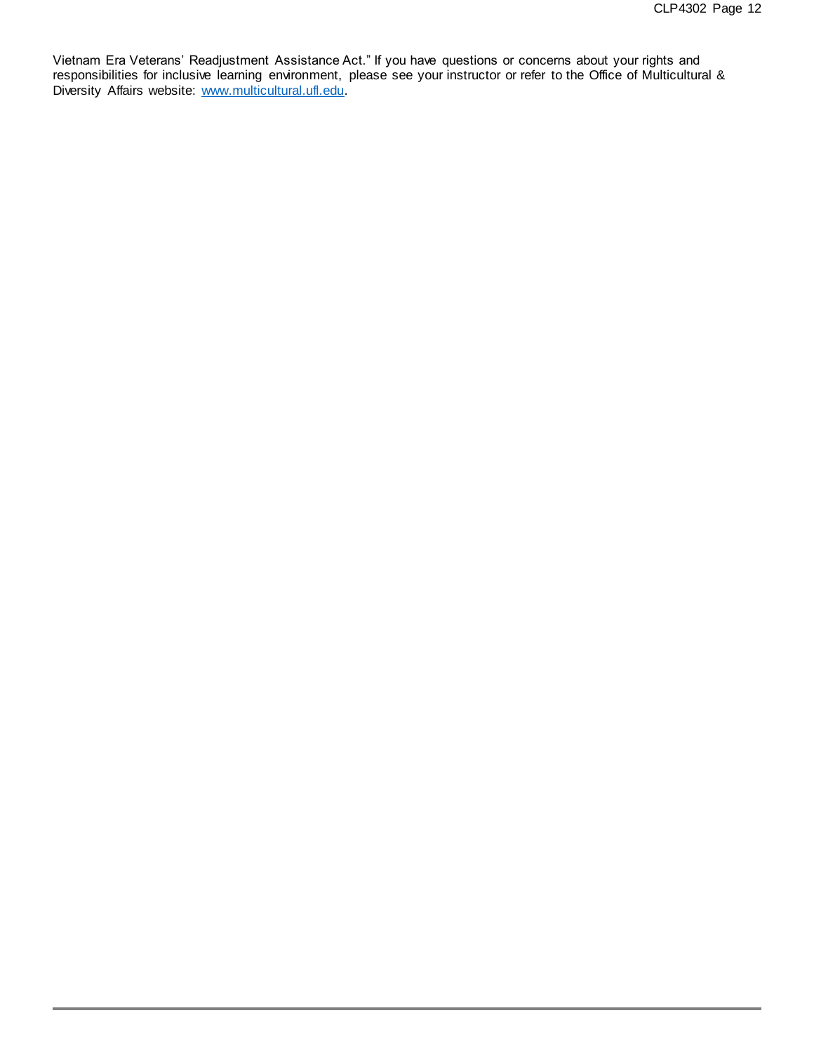Vietnam Era Veterans' Readjustment Assistance Act." If you have questions or concerns about your rights and responsibilities for inclusive learning environment, please see your instructor or refer to the Office of Multicultural & Diversity Affairs website: [www.multicultural.ufl.edu](http://www.multicultural.ufl.edu).